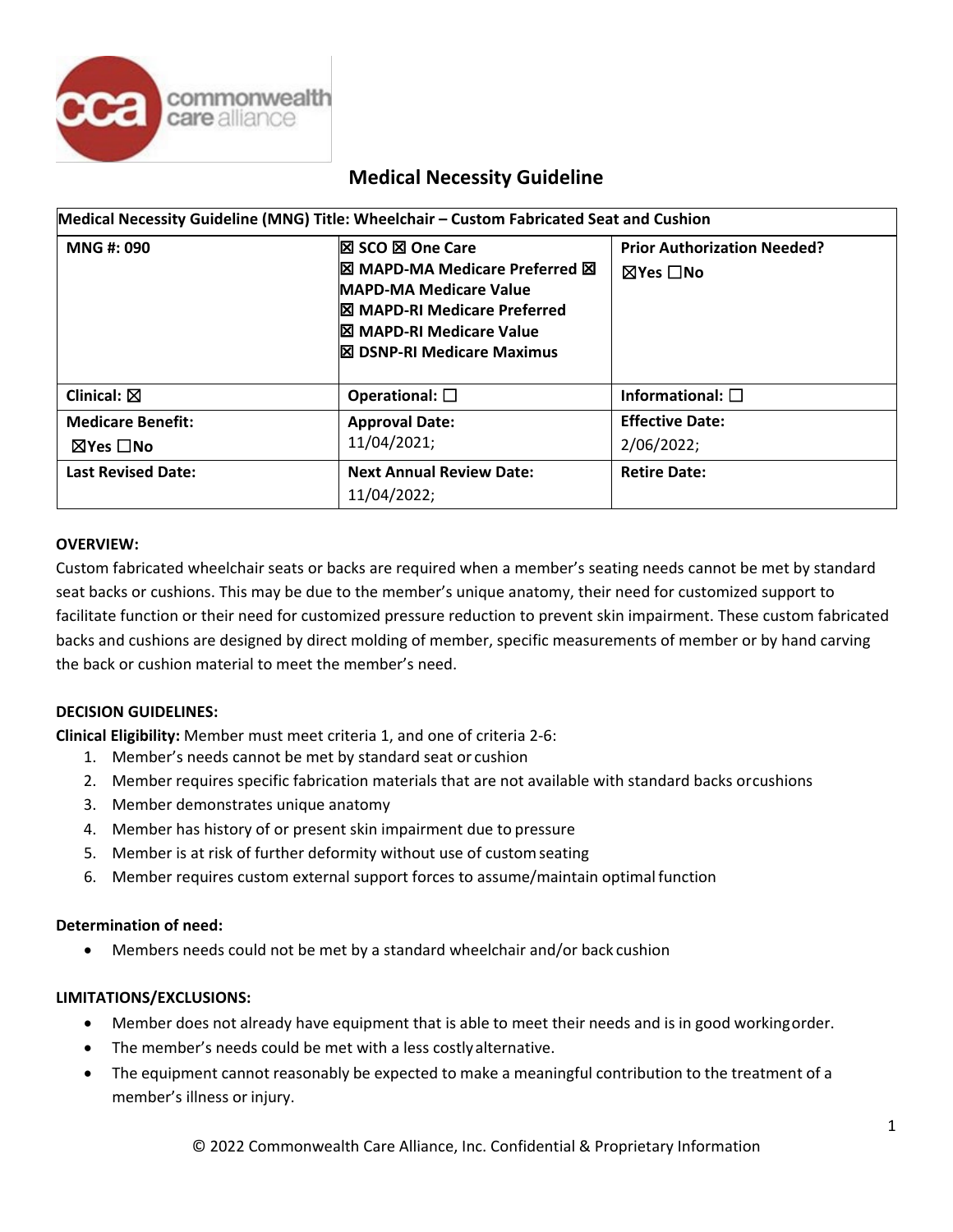# Medical Necessity Guideline

| Medical Necessity Guideline (MNG) Title: Wheelchair – Custom Fabricated Seat and Cushion | | |
|---|---|---|
| **MNG #: 090** | ☒ **SCO** ☒ **One Care**<br>☒ **MAPD-MA Medicare Preferred** ☒ **MAPD-MA Medicare Value**<br>☒ **MAPD-RI Medicare Preferred**<br>☒ **MAPD-RI Medicare Value**<br>☒ **DSNP-RI Medicare Maximus** | **Prior Authorization Needed?**<br>☒Yes ☐No |
| **Clinical:** ☒ | **Operational:** ☐ | **Informational:** ☐ |
| **Medicare Benefit:**<br>☒Yes ☐No | **Approval Date:**<br>11/04/2021; | **Effective Date:**<br>2/06/2022; |
| **Last Revised Date:** | **Next Annual Review Date:**<br>11/04/2022; | **Retire Date:** |

**OVERVIEW:**

Custom fabricated wheelchair seats or backs are required when a member's seating needs cannot be met by standard seat backs or cushions. This may be due to the member's unique anatomy, their need for customized support to facilitate function or their need for customized pressure reduction to prevent skin impairment. These custom fabricated backs and cushions are designed by direct molding of member, specific measurements of member or by hand carving the back or cushion material to meet the member's need.

**DECISION GUIDELINES:**

**Clinical Eligibility:** Member must meet criteria 1, and one of criteria 2-6:

1. Member's needs cannot be met by standard seat or cushion
2. Member requires specific fabrication materials that are not available with standard backs or cushions
3. Member demonstrates unique anatomy
4. Member has history of or present skin impairment due to pressure
5. Member is at risk of further deformity without use of custom seating
6. Member requires custom external support forces to assume/maintain optimal function

**Determination of need:**

- Members needs could not be met by a standard wheelchair and/or back cushion

**LIMITATIONS/EXCLUSIONS:**

- Member does not already have equipment that is able to meet their needs and is in good working order.
- The member's needs could be met with a less costly alternative.
- The equipment cannot reasonably be expected to make a meaningful contribution to the treatment of a member's illness or injury.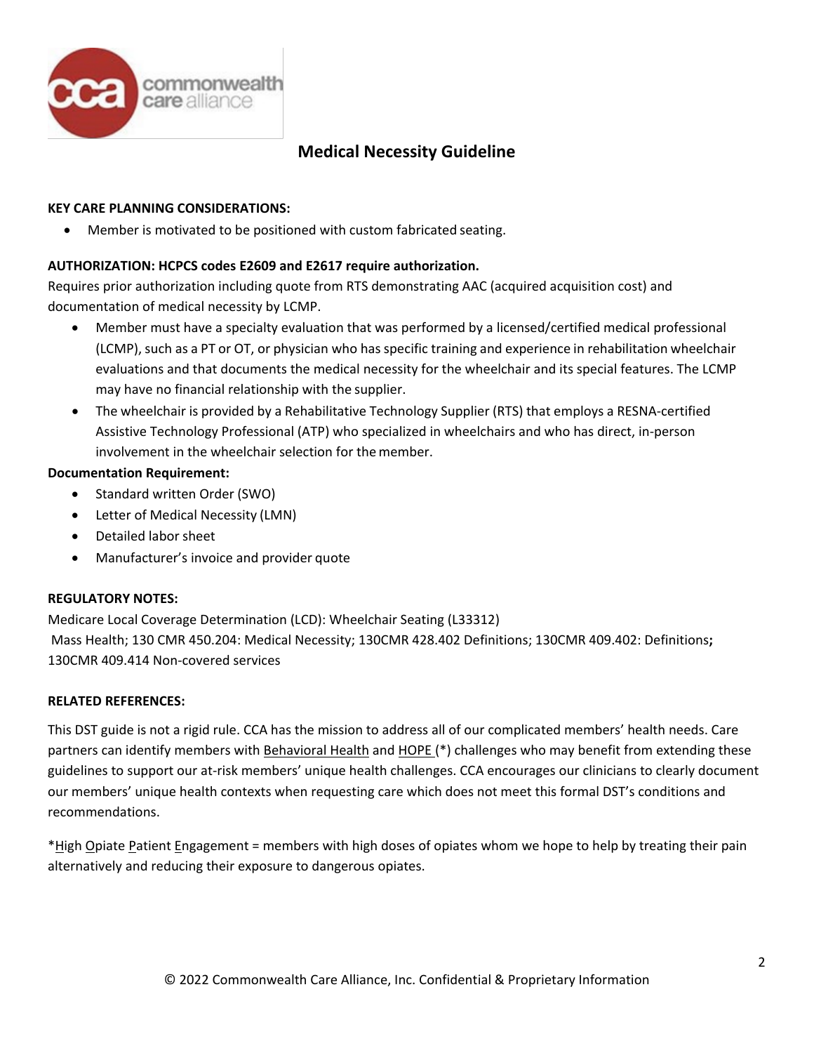## Medical Necessity Guideline

**KEY CARE PLANNING CONSIDERATIONS:**

- Member is motivated to be positioned with custom fabricated seating.

**AUTHORIZATION: HCPCS codes E2609 and E2617 require authorization.**

Requires prior authorization including quote from RTS demonstrating AAC (acquired acquisition cost) and documentation of medical necessity by LCMP.

- Member must have a specialty evaluation that was performed by a licensed/certified medical professional (LCMP), such as a PT or OT, or physician who has specific training and experience in rehabilitation wheelchair evaluations and that documents the medical necessity for the wheelchair and its special features. The LCMP may have no financial relationship with the supplier.
- The wheelchair is provided by a Rehabilitative Technology Supplier (RTS) that employs a RESNA-certified Assistive Technology Professional (ATP) who specialized in wheelchairs and who has direct, in-person involvement in the wheelchair selection for the member.

**Documentation Requirement:**

- Standard written Order (SWO)
- Letter of Medical Necessity (LMN)
- Detailed labor sheet
- Manufacturer's invoice and provider quote

**REGULATORY NOTES:**

Medicare Local Coverage Determination (LCD): Wheelchair Seating (L33312)
Mass Health; 130 CMR 450.204: Medical Necessity; 130CMR 428.402 Definitions; 130CMR 409.402: Definitions**;** 130CMR 409.414 Non-covered services

**RELATED REFERENCES:**

This DST guide is not a rigid rule. CCA has the mission to address all of our complicated members' health needs. Care partners can identify members with Behavioral Health and HOPE (*) challenges who may benefit from extending these guidelines to support our at-risk members' unique health challenges. CCA encourages our clinicians to clearly document our members' unique health contexts when requesting care which does not meet this formal DST's conditions and recommendations.

*High Opiate Patient Engagement = members with high doses of opiates whom we hope to help by treating their pain alternatively and reducing their exposure to dangerous opiates.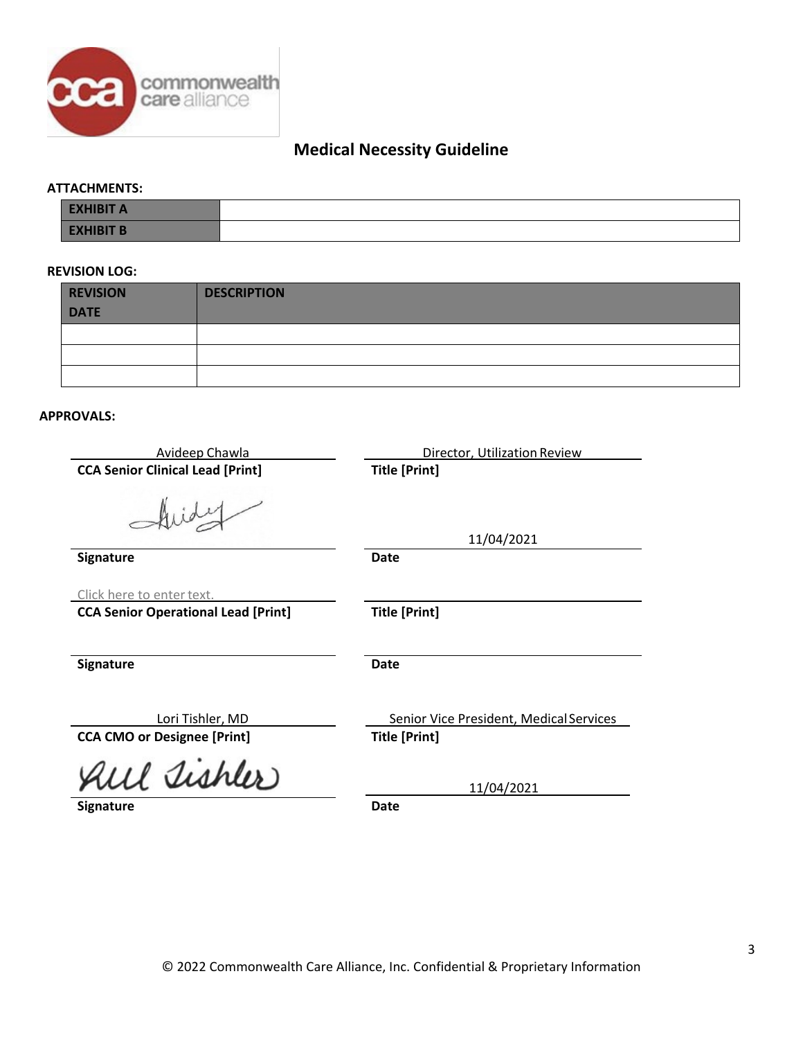# Medical Necessity Guideline

**ATTACHMENTS:**

| | |
|---|---|
| **EXHIBIT A** | |
| **EXHIBIT B** | |

**REVISION LOG:**

| REVISION DATE | DESCRIPTION |
|---|---|
| | |
| | |
| | |

**APPROVALS:**

Avideep Chawla
**CCA Senior Clinical Lead [Print]**

Director, Utilization Review
**Title [Print]**

**Signature**

11/04/2021
**Date**

Click here to enter text.
**CCA Senior Operational Lead [Print]**

**Title [Print]**

**Signature**

**Date**

Lori Tishler, MD
**CCA CMO or Designee [Print]**

Senior Vice President, Medical Services
**Title [Print]**

**Signature**

11/04/2021
**Date**

© 2022 Commonwealth Care Alliance, Inc. Confidential & Proprietary Information